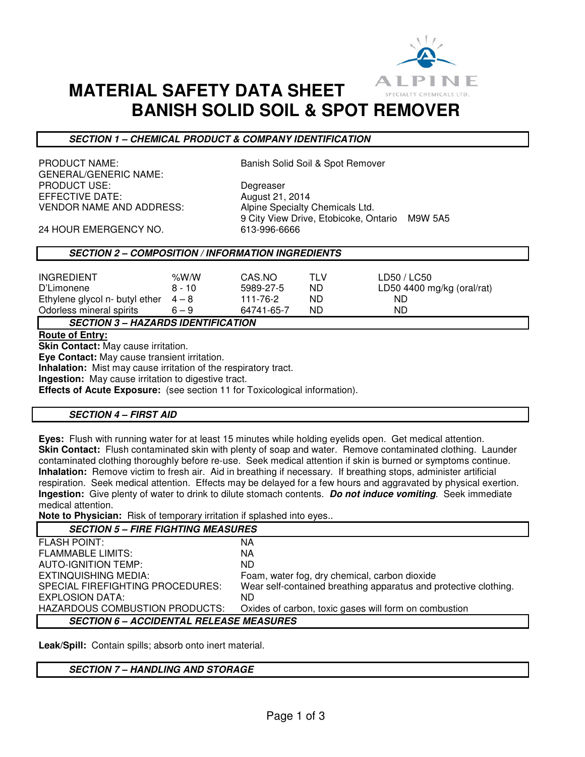# MATERIAL SAFETY DATA SHEET
# BANISH SOLID SOIL & SPOT REMOVER

ALPINE SPECIALTY CHEMICALS LTD.

## *SECTION 1 – CHEMICAL PRODUCT & COMPANY IDENTIFICATION*

| | |
|---|---|
| PRODUCT NAME: | Banish Solid Soil & Spot Remover |
| GENERAL/GENERIC NAME: | |
| PRODUCT USE: | Degreaser |
| EFFECTIVE DATE: | August 21, 2014 |
| VENDOR NAME AND ADDRESS: | Alpine Specialty Chemicals Ltd. 9 City View Drive, Etobicoke, Ontario M9W 5A5 |
| 24 HOUR EMERGENCY NO. | 613-996-6666 |

## *SECTION 2 – COMPOSITION / INFORMATION INGREDIENTS*

| INGREDIENT | %W/W | CAS.NO | TLV | LD50 / LC50 |
|---|---|---|---|---|
| D'Limonene | 8 - 10 | 5989-27-5 | ND | LD50 4400 mg/kg (oral/rat) |
| Ethylene glycol n- butyl ether | 4 – 8 | 111-76-2 | ND | ND |
| Odorless mineral spirits | 6 – 9 | 64741-65-7 | ND | ND |

## *SECTION 3 – HAZARDS IDENTIFICATION*

**Route of Entry:**

**Skin Contact:** May cause irritation.

**Eye Contact:** May cause transient irritation.

**Inhalation:** Mist may cause irritation of the respiratory tract.

**Ingestion:** May cause irritation to digestive tract.

**Effects of Acute Exposure:** (see section 11 for Toxicological information).

## *SECTION 4 – FIRST AID*

**Eyes:** Flush with running water for at least 15 minutes while holding eyelids open. Get medical attention.

**Skin Contact:** Flush contaminated skin with plenty of soap and water. Remove contaminated clothing. Launder contaminated clothing thoroughly before re-use. Seek medical attention if skin is burned or symptoms continue.

**Inhalation:** Remove victim to fresh air. Aid in breathing if necessary. If breathing stops, administer artificial respiration. Seek medical attention. Effects may be delayed for a few hours and aggravated by physical exertion.

**Ingestion:** Give plenty of water to drink to dilute stomach contents. ***Do not induce vomiting***. Seek immediate medical attention.

**Note to Physician:** Risk of temporary irritation if splashed into eyes..

## *SECTION 5 – FIRE FIGHTING MEASURES*

| | |
|---|---|
| FLASH POINT: | NA |
| FLAMMABLE LIMITS: | NA |
| AUTO-IGNITION TEMP: | ND |
| EXTINQUISHING MEDIA: | Foam, water fog, dry chemical, carbon dioxide |
| SPECIAL FIREFIGHTING PROCEDURES: | Wear self-contained breathing apparatus and protective clothing. |
| EXPLOSION DATA: | ND |
| HAZARDOUS COMBUSTION PRODUCTS: | Oxides of carbon, toxic gases will form on combustion |

## *SECTION 6 – ACCIDENTAL RELEASE MEASURES*

**Leak/Spill:** Contain spills; absorb onto inert material.

## *SECTION 7 – HANDLING AND STORAGE*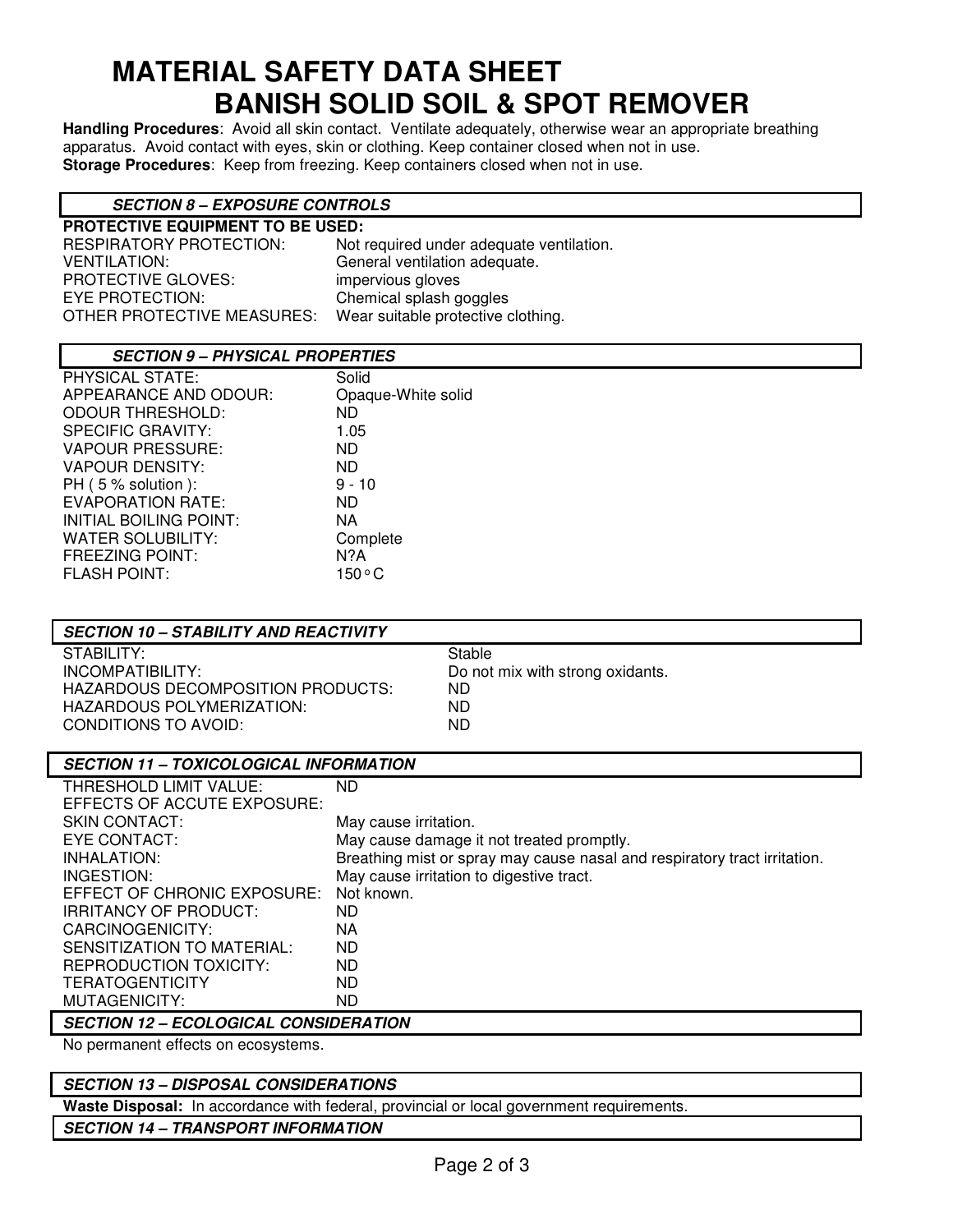# MATERIAL SAFETY DATA SHEET
# BANISH SOLID SOIL & SPOT REMOVER

**Handling Procedures**: Avoid all skin contact. Ventilate adequately, otherwise wear an appropriate breathing apparatus. Avoid contact with eyes, skin or clothing. Keep container closed when not in use.
**Storage Procedures**: Keep from freezing. Keep containers closed when not in use.

## *SECTION 8 – EXPOSURE CONTROLS*

**PROTECTIVE EQUIPMENT TO BE USED:**

| | |
|---|---|
| RESPIRATORY PROTECTION: | Not required under adequate ventilation. |
| VENTILATION: | General ventilation adequate. |
| PROTECTIVE GLOVES: | impervious gloves |
| EYE PROTECTION: | Chemical splash goggles |
| OTHER PROTECTIVE MEASURES: | Wear suitable protective clothing. |

## *SECTION 9 – PHYSICAL PROPERTIES*

| | |
|---|---|
| PHYSICAL STATE: | Solid |
| APPEARANCE AND ODOUR: | Opaque-White solid |
| ODOUR THRESHOLD: | ND |
| SPECIFIC GRAVITY: | 1.05 |
| VAPOUR PRESSURE: | ND |
| VAPOUR DENSITY: | ND |
| PH ( 5 % solution ): | 9 - 10 |
| EVAPORATION RATE: | ND |
| INITIAL BOILING POINT: | NA |
| WATER SOLUBILITY: | Complete |
| FREEZING POINT: | N?A |
| FLASH POINT: | 150 °C |

## *SECTION 10 – STABILITY AND REACTIVITY*

| | |
|---|---|
| STABILITY: | Stable |
| INCOMPATIBILITY: | Do not mix with strong oxidants. |
| HAZARDOUS DECOMPOSITION PRODUCTS: | ND |
| HAZARDOUS POLYMERIZATION: | ND |
| CONDITIONS TO AVOID: | ND |

## *SECTION 11 – TOXICOLOGICAL INFORMATION*

| | |
|---|---|
| THRESHOLD LIMIT VALUE: | ND |
| EFFECTS OF ACCUTE EXPOSURE: | |
| SKIN CONTACT: | May cause irritation. |
| EYE CONTACT: | May cause damage it not treated promptly. |
| INHALATION: | Breathing mist or spray may cause nasal and respiratory tract irritation. |
| INGESTION: | May cause irritation to digestive tract. |
| EFFECT OF CHRONIC EXPOSURE: | Not known. |
| IRRITANCY OF PRODUCT: | ND |
| CARCINOGENICITY: | NA |
| SENSITIZATION TO MATERIAL: | ND |
| REPRODUCTION TOXICITY: | ND |
| TERATOGENTICITY | ND |
| MUTAGENICITY: | ND |

## *SECTION 12 – ECOLOGICAL CONSIDERATION*

No permanent effects on ecosystems.

## *SECTION 13 – DISPOSAL CONSIDERATIONS*

**Waste Disposal:** In accordance with federal, provincial or local government requirements.

## *SECTION 14 – TRANSPORT INFORMATION*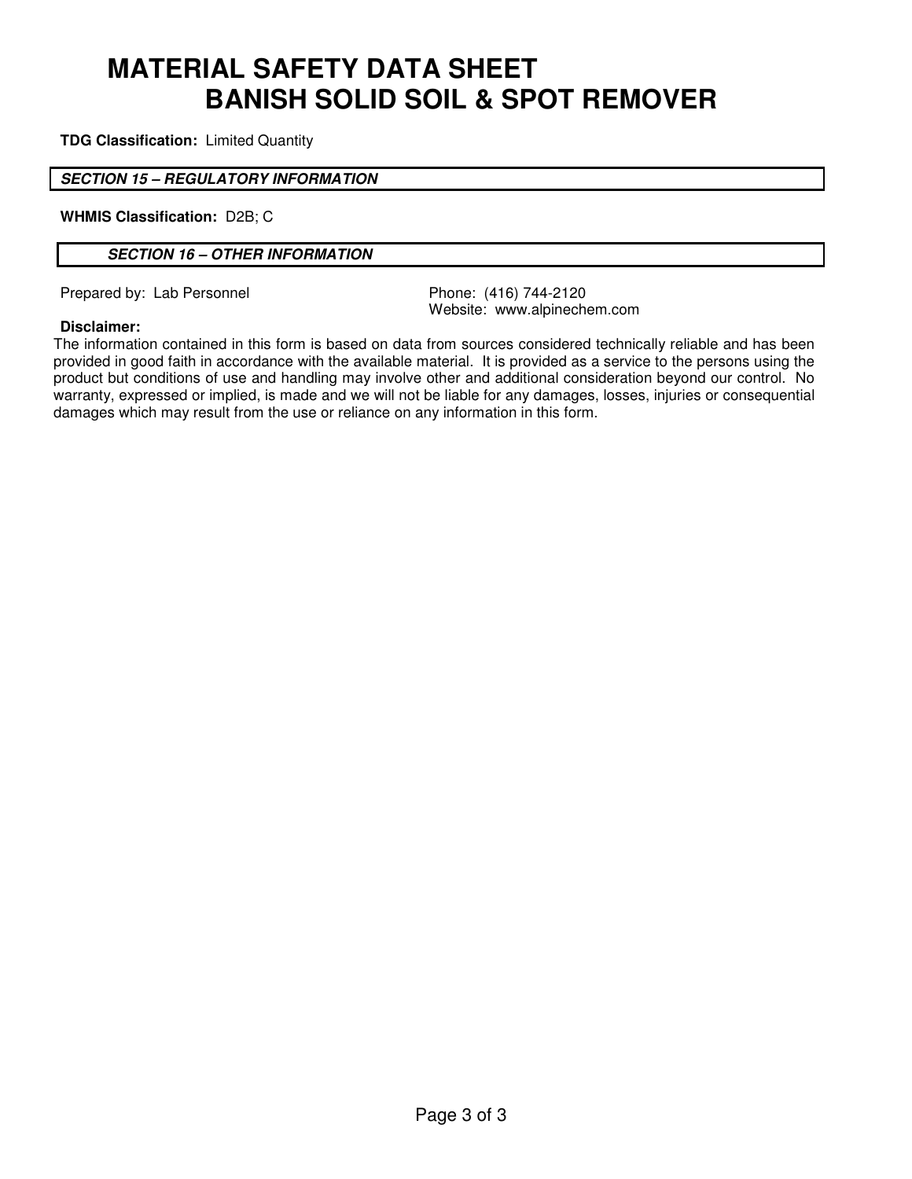**TDG Classification:** Limited Quantity

## SECTION 15 – REGULATORY INFORMATION

**WHMIS Classification:** D2B; C

## SECTION 16 – OTHER INFORMATION

Prepared by: Lab Personnel

Phone: (416) 744-2120
Website: www.alpinechem.com

**Disclaimer:**

The information contained in this form is based on data from sources considered technically reliable and has been provided in good faith in accordance with the available material. It is provided as a service to the persons using the product but conditions of use and handling may involve other and additional consideration beyond our control. No warranty, expressed or implied, is made and we will not be liable for any damages, losses, injuries or consequential damages which may result from the use or reliance on any information in this form.